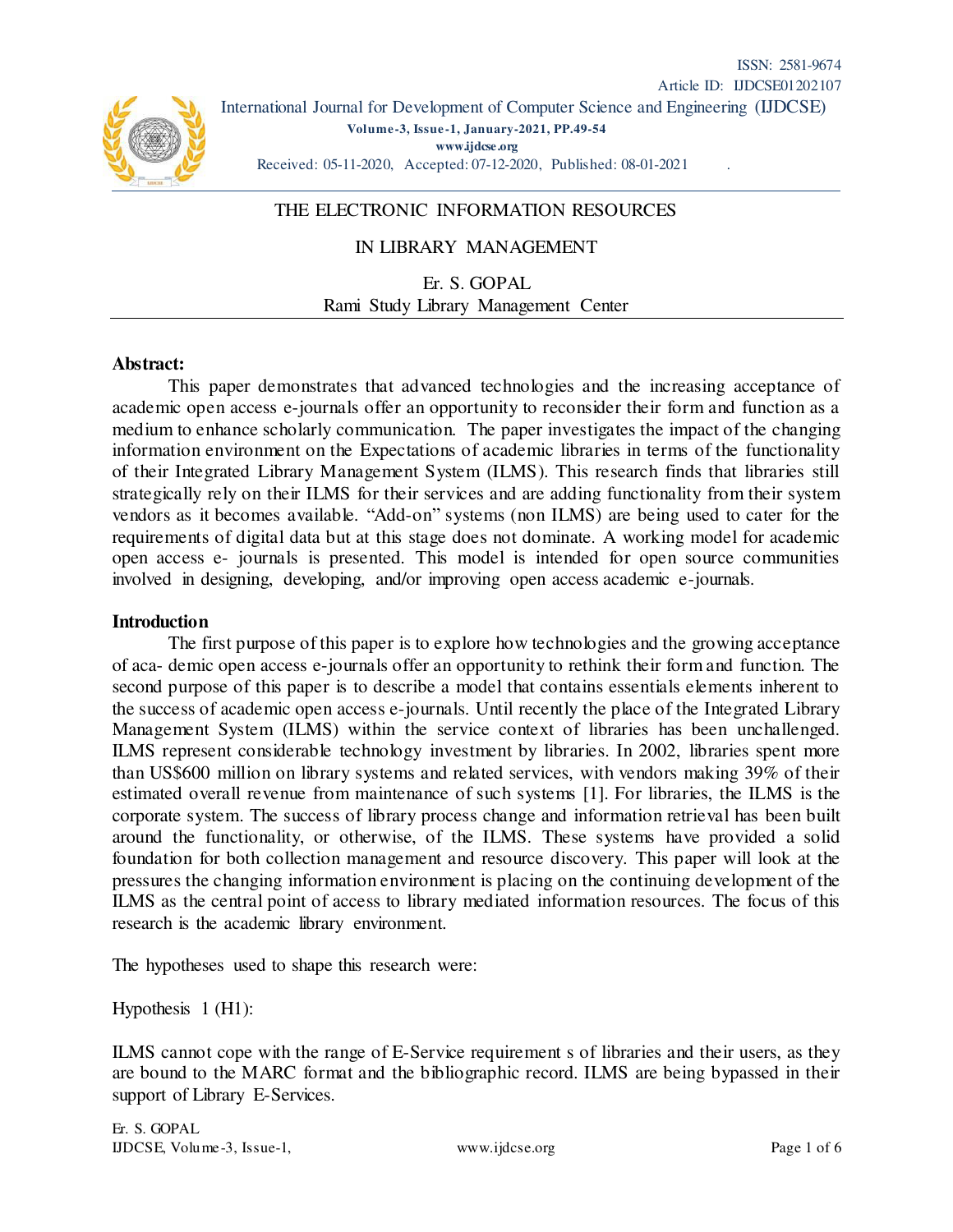ISSN: 2581-9674

Article ID: IJDCSE01202107

International Journal for Development of Computer Science and Engineering (IJDCSE)

**Volume-3, Issue-1, January-2021, PP.49-54**

**www.ijdcse.org**

Received: 05-11-2020, Accepted: 07-12-2020, Published: 08-01-2021

# THE ELECTRONIC INFORMATION RESOURCES IN LIBRARY MANAGEMENT

Er. S. GOPAL

Rami Study Library Management Center

## Abstract:

This paper demonstrates that advanced technologies and the increasing acceptance of academic open access e-journals offer an opportunity to reconsider their form and function as a medium to enhance scholarly communication. The paper investigates the impact of the changing information environment on the Expectations of academic libraries in terms of the functionality of their Integrated Library Management System (ILMS). This research finds that libraries still strategically rely on their ILMS for their services and are adding functionality from their system vendors as it becomes available. "Add-on" systems (non ILMS) are being used to cater for the requirements of digital data but at this stage does not dominate. A working model for academic open access e- journals is presented. This model is intended for open source communities involved in designing, developing, and/or improving open access academic e-journals.

## Introduction

The first purpose of this paper is to explore how technologies and the growing acceptance of aca- demic open access e-journals offer an opportunity to rethink their form and function. The second purpose of this paper is to describe a model that contains essentials elements inherent to the success of academic open access e-journals. Until recently the place of the Integrated Library Management System (ILMS) within the service context of libraries has been unchallenged. ILMS represent considerable technology investment by libraries. In 2002, libraries spent more than US$600 million on library systems and related services, with vendors making 39% of their estimated overall revenue from maintenance of such systems [1]. For libraries, the ILMS is the corporate system. The success of library process change and information retrieval has been built around the functionality, or otherwise, of the ILMS. These systems have provided a solid foundation for both collection management and resource discovery. This paper will look at the pressures the changing information environment is placing on the continuing development of the ILMS as the central point of access to library mediated information resources. The focus of this research is the academic library environment.

The hypotheses used to shape this research were:

Hypothesis 1 (H1):

ILMS cannot cope with the range of E-Service requirement s of libraries and their users, as they are bound to the MARC format and the bibliographic record. ILMS are being bypassed in their support of Library E-Services.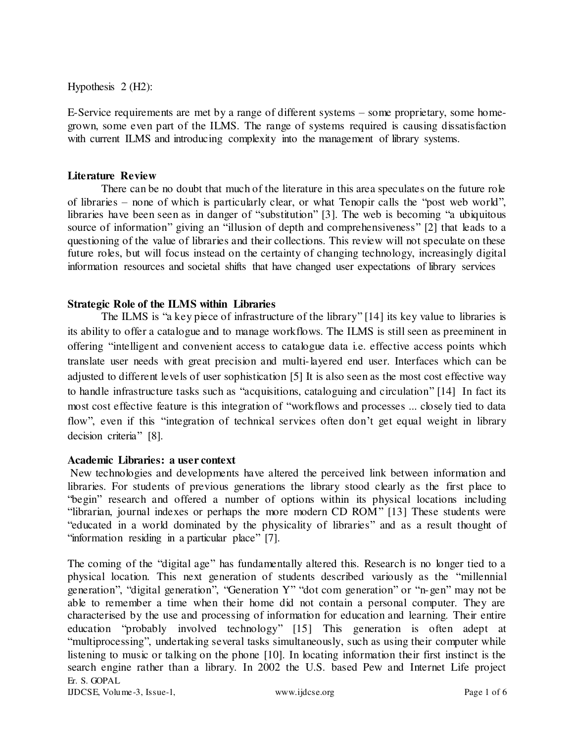Hypothesis 2 (H2):

E-Service requirements are met by a range of different systems – some proprietary, some home-grown, some even part of the ILMS. The range of systems required is causing dissatisfaction with current ILMS and introducing complexity into the management of library systems.

**Literature Review**

There can be no doubt that much of the literature in this area speculates on the future role of libraries – none of which is particularly clear, or what Tenopir calls the "post web world", libraries have been seen as in danger of "substitution" [3]. The web is becoming "a ubiquitous source of information" giving an "illusion of depth and comprehensiveness" [2] that leads to a questioning of the value of libraries and their collections. This review will not speculate on these future roles, but will focus instead on the certainty of changing technology, increasingly digital information resources and societal shifts that have changed user expectations of library services

**Strategic Role of the ILMS within Libraries**

The ILMS is "a key piece of infrastructure of the library" [14] its key value to libraries is its ability to offer a catalogue and to manage workflows. The ILMS is still seen as preeminent in offering "intelligent and convenient access to catalogue data i.e. effective access points which translate user needs with great precision and multi-layered end user. Interfaces which can be adjusted to different levels of user sophistication [5] It is also seen as the most cost effective way to handle infrastructure tasks such as "acquisitions, cataloguing and circulation" [14] In fact its most cost effective feature is this integration of "workflows and processes ... closely tied to data flow", even if this "integration of technical services often don't get equal weight in library decision criteria" [8].

**Academic Libraries: a user context**

New technologies and developments have altered the perceived link between information and libraries. For students of previous generations the library stood clearly as the first place to "begin" research and offered a number of options within its physical locations including "librarian, journal indexes or perhaps the more modern CD ROM" [13] These students were "educated in a world dominated by the physicality of libraries" and as a result thought of "information residing in a particular place" [7].

The coming of the "digital age" has fundamentally altered this. Research is no longer tied to a physical location. This next generation of students described variously as the "millennial generation", "digital generation", "Generation Y" "dot com generation" or "n-gen" may not be able to remember a time when their home did not contain a personal computer. They are characterised by the use and processing of information for education and learning. Their entire education "probably involved technology" [15] This generation is often adept at "multiprocessing", undertaking several tasks simultaneously, such as using their computer while listening to music or talking on the phone [10]. In locating information their first instinct is the search engine rather than a library. In 2002 the U.S. based Pew and Internet Life project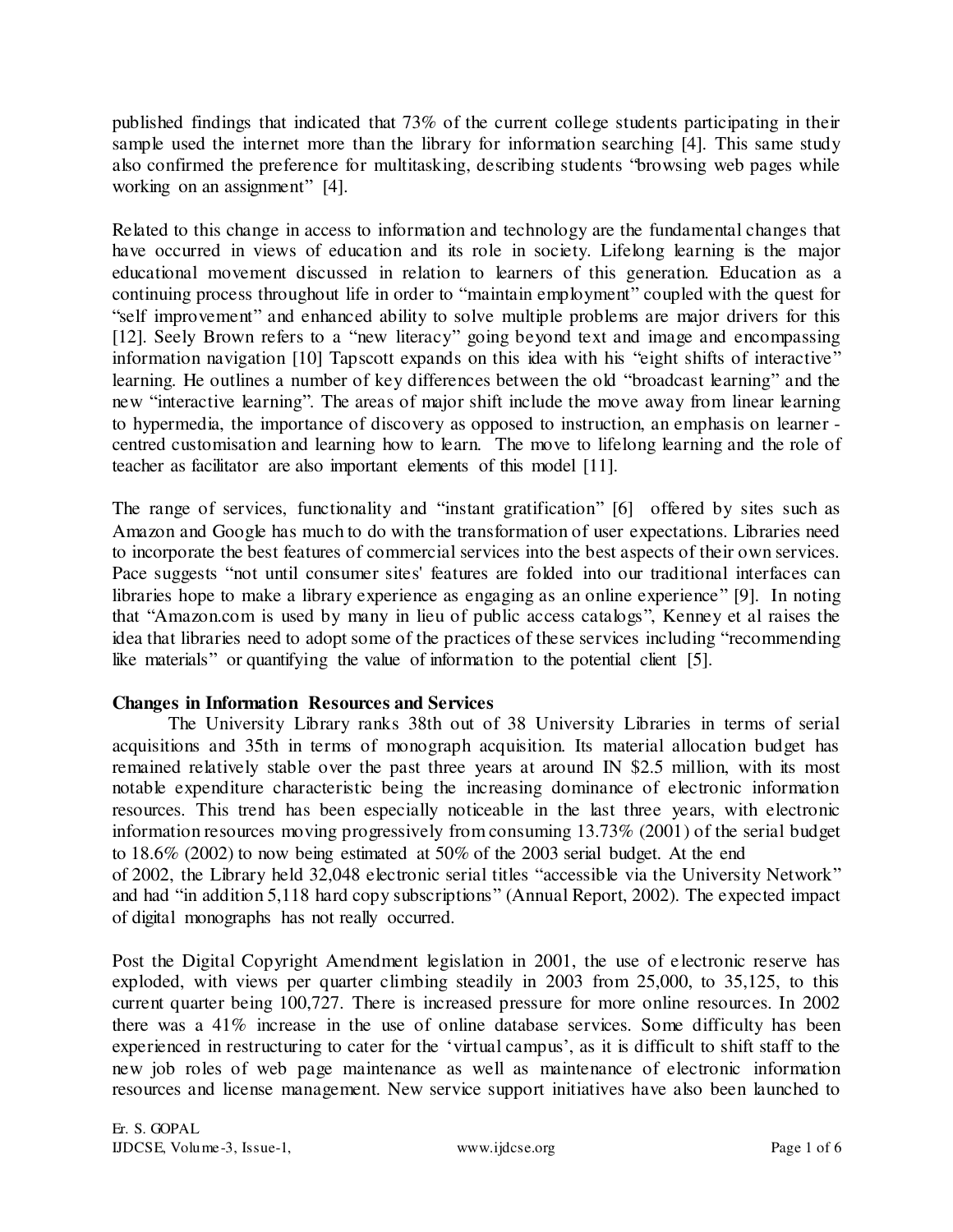published findings that indicated that 73% of the current college students participating in their sample used the internet more than the library for information searching [4]. This same study also confirmed the preference for multitasking, describing students "browsing web pages while working on an assignment" [4].

Related to this change in access to information and technology are the fundamental changes that have occurred in views of education and its role in society. Lifelong learning is the major educational movement discussed in relation to learners of this generation. Education as a continuing process throughout life in order to "maintain employment" coupled with the quest for "self improvement" and enhanced ability to solve multiple problems are major drivers for this [12]. Seely Brown refers to a "new literacy" going beyond text and image and encompassing information navigation [10] Tapscott expands on this idea with his "eight shifts of interactive" learning. He outlines a number of key differences between the old "broadcast learning" and the new "interactive learning". The areas of major shift include the move away from linear learning to hypermedia, the importance of discovery as opposed to instruction, an emphasis on learner - centred customisation and learning how to learn. The move to lifelong learning and the role of teacher as facilitator are also important elements of this model [11].

The range of services, functionality and "instant gratification" [6] offered by sites such as Amazon and Google has much to do with the transformation of user expectations. Libraries need to incorporate the best features of commercial services into the best aspects of their own services. Pace suggests "not until consumer sites' features are folded into our traditional interfaces can libraries hope to make a library experience as engaging as an online experience" [9]. In noting that "Amazon.com is used by many in lieu of public access catalogs", Kenney et al raises the idea that libraries need to adopt some of the practices of these services including "recommending like materials" or quantifying the value of information to the potential client [5].

**Changes in Information Resources and Services**

The University Library ranks 38th out of 38 University Libraries in terms of serial acquisitions and 35th in terms of monograph acquisition. Its material allocation budget has remained relatively stable over the past three years at around IN $2.5 million, with its most notable expenditure characteristic being the increasing dominance of electronic information resources. This trend has been especially noticeable in the last three years, with electronic information resources moving progressively from consuming 13.73% (2001) of the serial budget to 18.6% (2002) to now being estimated at 50% of the 2003 serial budget. At the end of 2002, the Library held 32,048 electronic serial titles "accessible via the University Network" and had "in addition 5,118 hard copy subscriptions" (Annual Report, 2002). The expected impact of digital monographs has not really occurred.

Post the Digital Copyright Amendment legislation in 2001, the use of electronic reserve has exploded, with views per quarter climbing steadily in 2003 from 25,000, to 35,125, to this current quarter being 100,727. There is increased pressure for more online resources. In 2002 there was a 41% increase in the use of online database services. Some difficulty has been experienced in restructuring to cater for the 'virtual campus', as it is difficult to shift staff to the new job roles of web page maintenance as well as maintenance of electronic information resources and license management. New service support initiatives have also been launched to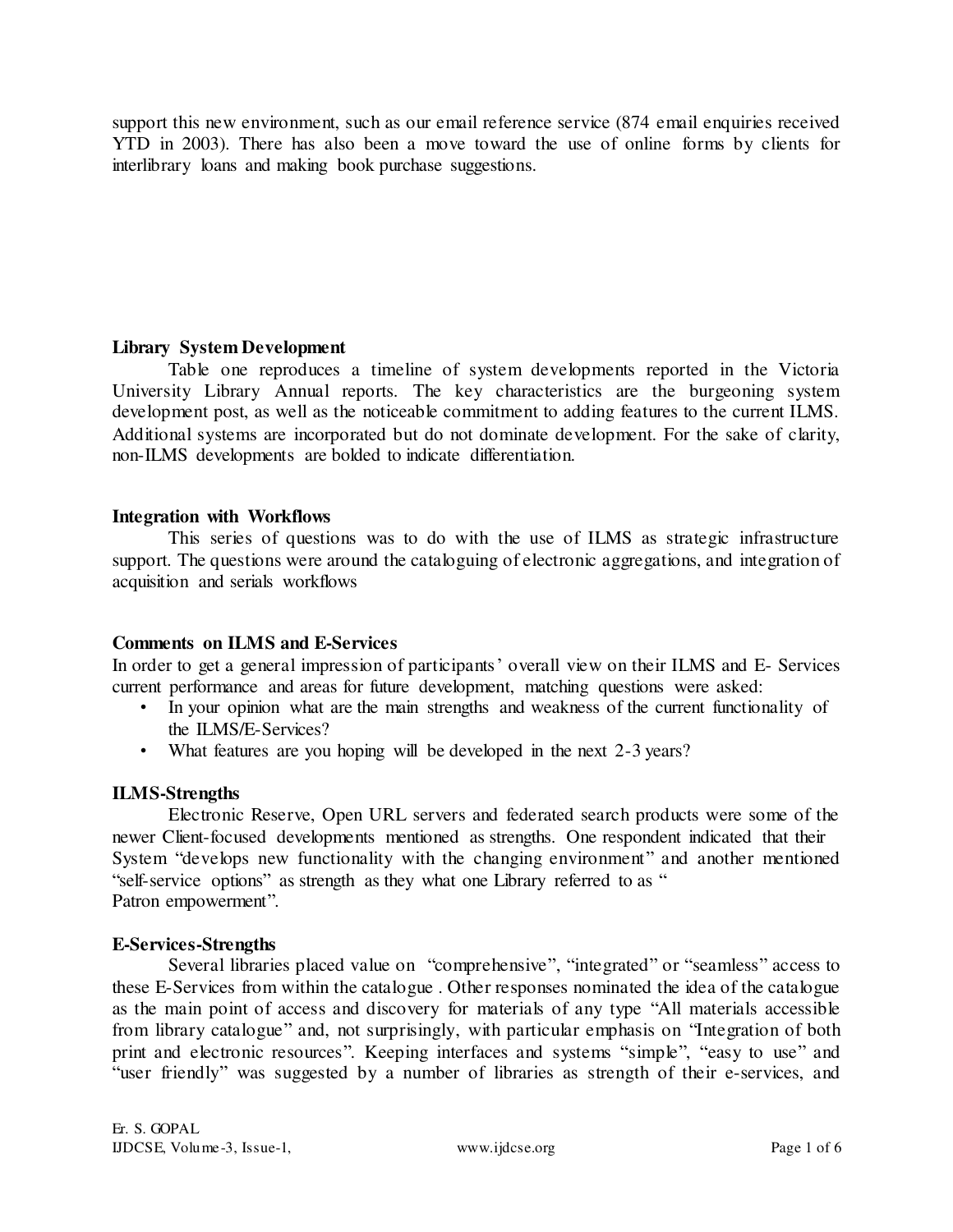support this new environment, such as our email reference service (874 email enquiries received YTD in 2003). There has also been a move toward the use of online forms by clients for interlibrary loans and making book purchase suggestions.

**Library System Development**

Table one reproduces a timeline of system developments reported in the Victoria University Library Annual reports. The key characteristics are the burgeoning system development post, as well as the noticeable commitment to adding features to the current ILMS. Additional systems are incorporated but do not dominate development. For the sake of clarity, non-ILMS developments are bolded to indicate differentiation.

**Integration with Workflows**

This series of questions was to do with the use of ILMS as strategic infrastructure support. The questions were around the cataloguing of electronic aggregations, and integration of acquisition and serials workflows

**Comments on ILMS and E-Services**

In order to get a general impression of participants' overall view on their ILMS and E- Services current performance and areas for future development, matching questions were asked:

- In your opinion what are the main strengths and weakness of the current functionality of the ILMS/E-Services?
- What features are you hoping will be developed in the next 2-3 years?

**ILMS-Strengths**

Electronic Reserve, Open URL servers and federated search products were some of the newer Client-focused developments mentioned as strengths. One respondent indicated that their System "develops new functionality with the changing environment" and another mentioned "self-service options" as strength as they what one Library referred to as " Patron empowerment".

**E-Services-Strengths**

Several libraries placed value on "comprehensive", "integrated" or "seamless" access to these E-Services from within the catalogue . Other responses nominated the idea of the catalogue as the main point of access and discovery for materials of any type "All materials accessible from library catalogue" and, not surprisingly, with particular emphasis on "Integration of both print and electronic resources". Keeping interfaces and systems "simple", "easy to use" and "user friendly" was suggested by a number of libraries as strength of their e-services, and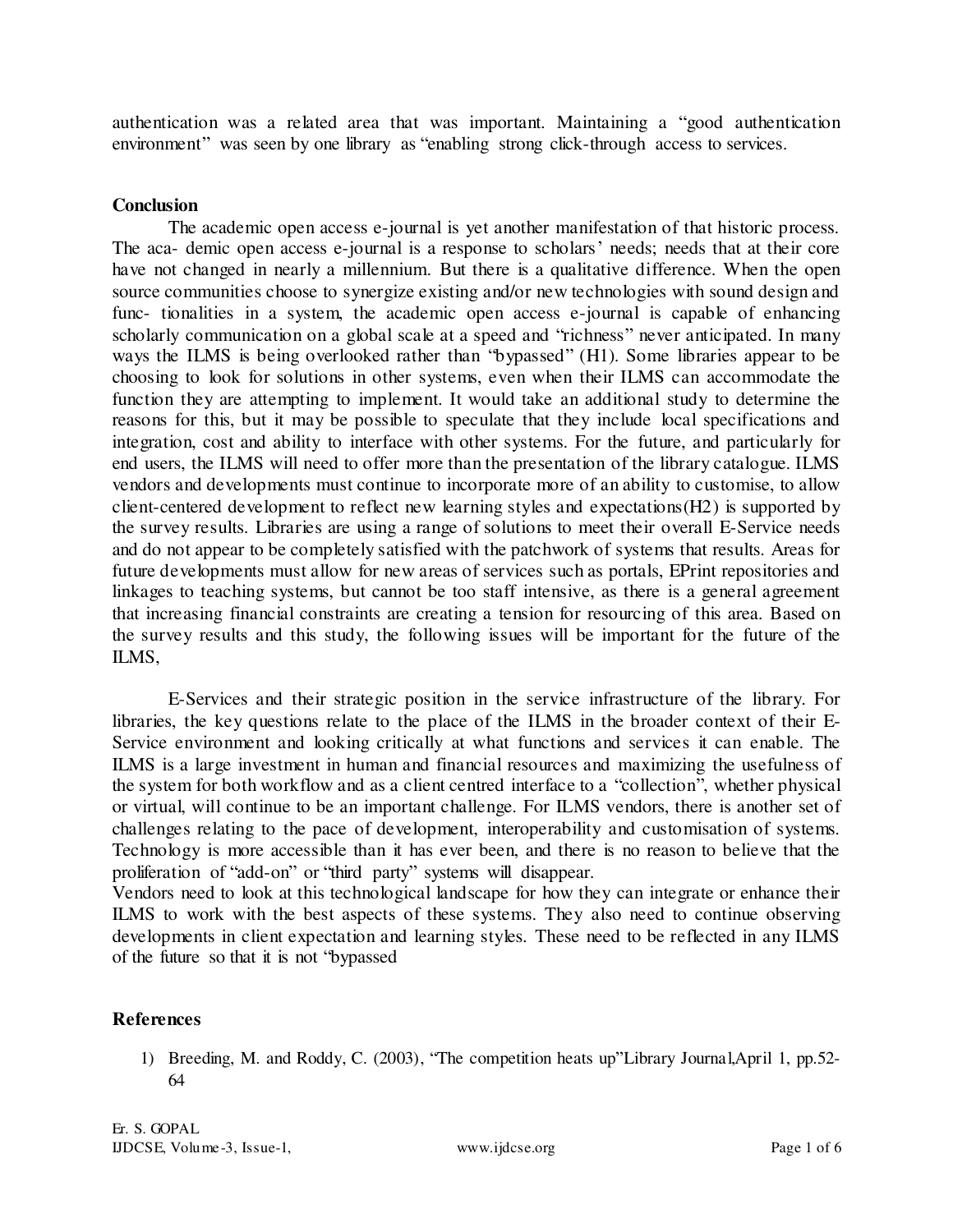authentication was a related area that was important. Maintaining a "good authentication environment" was seen by one library as "enabling strong click-through access to services.

## Conclusion

The academic open access e-journal is yet another manifestation of that historic process. The aca- demic open access e-journal is a response to scholars' needs; needs that at their core have not changed in nearly a millennium. But there is a qualitative difference. When the open source communities choose to synergize existing and/or new technologies with sound design and func- tionalities in a system, the academic open access e-journal is capable of enhancing scholarly communication on a global scale at a speed and "richness" never anticipated. In many ways the ILMS is being overlooked rather than "bypassed" (H1). Some libraries appear to be choosing to look for solutions in other systems, even when their ILMS can accommodate the function they are attempting to implement. It would take an additional study to determine the reasons for this, but it may be possible to speculate that they include local specifications and integration, cost and ability to interface with other systems. For the future, and particularly for end users, the ILMS will need to offer more than the presentation of the library catalogue. ILMS vendors and developments must continue to incorporate more of an ability to customise, to allow client-centered development to reflect new learning styles and expectations(H2) is supported by the survey results. Libraries are using a range of solutions to meet their overall E-Service needs and do not appear to be completely satisfied with the patchwork of systems that results. Areas for future developments must allow for new areas of services such as portals, EPrint repositories and linkages to teaching systems, but cannot be too staff intensive, as there is a general agreement that increasing financial constraints are creating a tension for resourcing of this area. Based on the survey results and this study, the following issues will be important for the future of the ILMS,

E-Services and their strategic position in the service infrastructure of the library. For libraries, the key questions relate to the place of the ILMS in the broader context of their E-Service environment and looking critically at what functions and services it can enable. The ILMS is a large investment in human and financial resources and maximizing the usefulness of the system for both workflow and as a client centred interface to a "collection", whether physical or virtual, will continue to be an important challenge. For ILMS vendors, there is another set of challenges relating to the pace of development, interoperability and customisation of systems. Technology is more accessible than it has ever been, and there is no reason to believe that the proliferation of "add-on" or "third party" systems will disappear.
Vendors need to look at this technological landscape for how they can integrate or enhance their ILMS to work with the best aspects of these systems. They also need to continue observing developments in client expectation and learning styles. These need to be reflected in any ILMS of the future so that it is not "bypassed

## References

1) Breeding, M. and Roddy, C. (2003), "The competition heats up"Library Journal,April 1, pp.52-64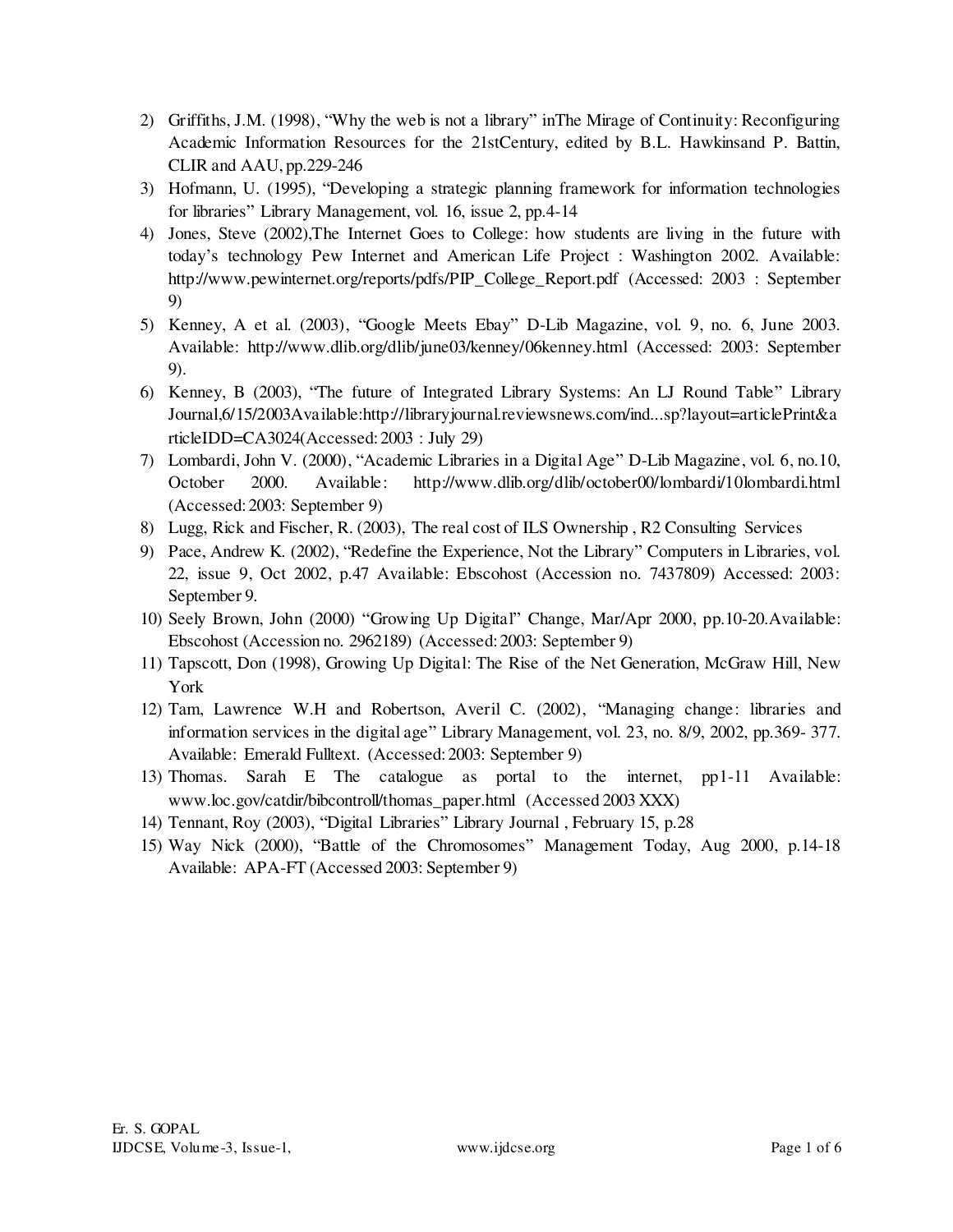2) Griffiths, J.M. (1998), "Why the web is not a library" inThe Mirage of Continuity: Reconfiguring Academic Information Resources for the 21stCentury, edited by B.L. Hawkinsand P. Battin, CLIR and AAU, pp.229-246
3) Hofmann, U. (1995), "Developing a strategic planning framework for information technologies for libraries" Library Management, vol. 16, issue 2, pp.4-14
4) Jones, Steve (2002),The Internet Goes to College: how students are living in the future with today's technology Pew Internet and American Life Project : Washington 2002. Available: http://www.pewinternet.org/reports/pdfs/PIP_College_Report.pdf (Accessed: 2003 : September 9)
5) Kenney, A et al. (2003), "Google Meets Ebay" D-Lib Magazine, vol. 9, no. 6, June 2003. Available: http://www.dlib.org/dlib/june03/kenney/06kenney.html (Accessed: 2003: September 9).
6) Kenney, B (2003), "The future of Integrated Library Systems: An LJ Round Table" Library Journal,6/15/2003Available:http://libraryjournal.reviewsnews.com/ind...sp?layout=articlePrint&articleIDD=CA3024(Accessed: 2003 : July 29)
7) Lombardi, John V. (2000), "Academic Libraries in a Digital Age" D-Lib Magazine, vol. 6, no.10, October 2000. Available: http://www.dlib.org/dlib/october00/lombardi/10lombardi.html (Accessed: 2003: September 9)
8) Lugg, Rick and Fischer, R. (2003), The real cost of ILS Ownership , R2 Consulting Services
9) Pace, Andrew K. (2002), "Redefine the Experience, Not the Library" Computers in Libraries, vol. 22, issue 9, Oct 2002, p.47 Available: Ebscohost (Accession no. 7437809) Accessed: 2003: September 9.
10) Seely Brown, John (2000) "Growing Up Digital" Change, Mar/Apr 2000, pp.10-20.Available: Ebscohost (Accession no. 2962189) (Accessed: 2003: September 9)
11) Tapscott, Don (1998), Growing Up Digital: The Rise of the Net Generation, McGraw Hill, New York
12) Tam, Lawrence W.H and Robertson, Averil C. (2002), "Managing change: libraries and information services in the digital age" Library Management, vol. 23, no. 8/9, 2002, pp.369- 377. Available: Emerald Fulltext. (Accessed: 2003: September 9)
13) Thomas. Sarah E The catalogue as portal to the internet, pp1-11 Available: www.loc.gov/catdir/bibcontroll/thomas_paper.html (Accessed 2003 XXX)
14) Tennant, Roy (2003), "Digital Libraries" Library Journal , February 15, p.28
15) Way Nick (2000), "Battle of the Chromosomes" Management Today, Aug 2000, p.14-18 Available: APA-FT (Accessed 2003: September 9)